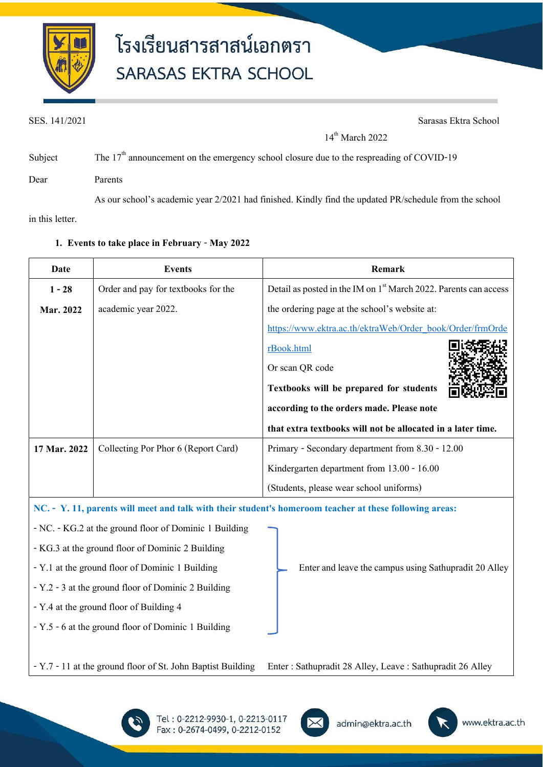# โรงเรียนสารสาสน์เอกตรา
# SARASAS EKTRA SCHOOL

SES. 141/2021

Sarasas Ektra School

14th March 2022

Subject The 17th announcement on the emergency school closure due to the respreading of COVID-19

Dear Parents

As our school's academic year 2/2021 had finished. Kindly find the updated PR/schedule from the school in this letter.

**1. Events to take place in February - May 2022**

| Date | Events | Remark |
|---|---|---|
| **1 - 28 Mar. 2022** | Order and pay for textbooks for the academic year 2022. | Detail as posted in the IM on 1st March 2022. Parents can access the ordering page at the school's website at: https://www.ektra.ac.th/ektraWeb/Order_book/Order/frmOrderBook.html Or scan QR code **Textbooks will be prepared for students according to the orders made. Please note that extra textbooks will not be allocated in a later time.** |
| **17 Mar. 2022** | Collecting Por Phor 6 (Report Card) | Primary - Secondary department from 8.30 - 12.00<br>Kindergarten department from 13.00 - 16.00<br>(Students, please wear school uniforms) |

**NC. - Y. 11, parents will meet and talk with their student's homeroom teacher at these following areas:**

- NC. - KG.2 at the ground floor of Dominic 1 Building
- KG.3 at the ground floor of Dominic 2 Building
- Y.1 at the ground floor of Dominic 1 Building
- Y.2 - 3 at the ground floor of Dominic 2 Building
- Y.4 at the ground floor of Building 4
- Y.5 - 6 at the ground floor of Dominic 1 Building

(All of the above:) Enter and leave the campus using Sathupradit 20 Alley

- Y.7 - 11 at the ground floor of St. John Baptist Building — Enter : Sathupradit 28 Alley, Leave : Sathupradit 26 Alley

Tel : 0-2212-9930-1, 0-2213-0117
Fax : 0-2674-0499, 0-2212-0152
admin@ektra.ac.th
www.ektra.ac.th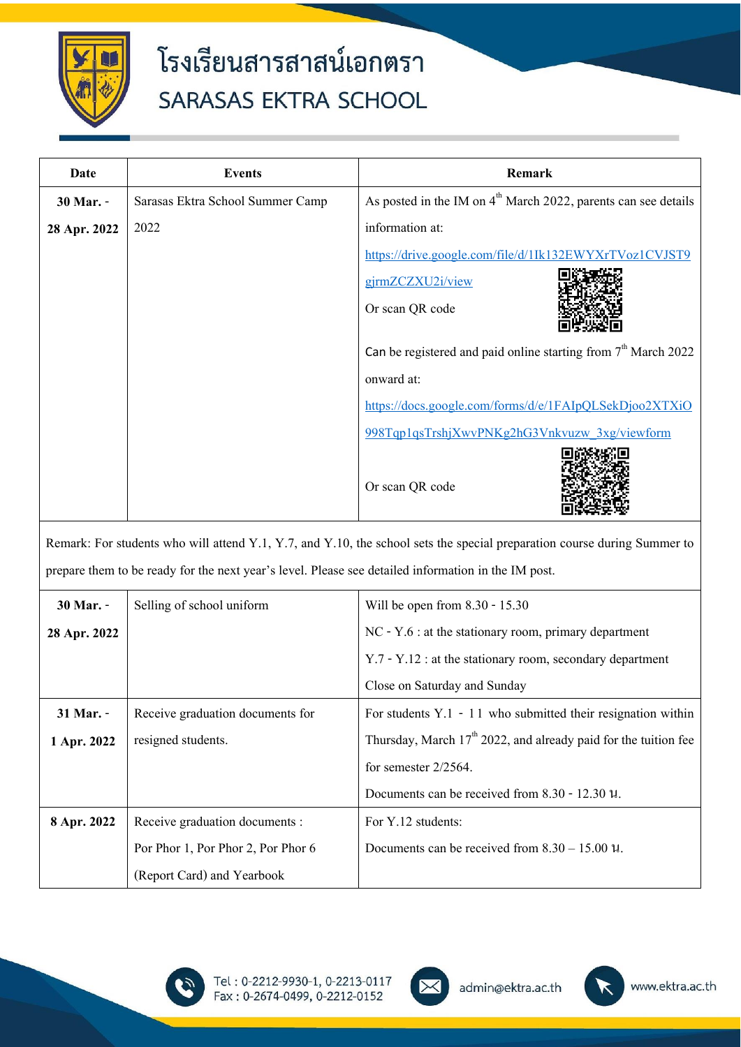# โรงเรียนสารสาสน์เอกตรา
# SARASAS EKTRA SCHOOL

| Date | Events | Remark |
|---|---|---|
| **30 Mar. - 28 Apr. 2022** | Sarasas Ektra School Summer Camp 2022 | As posted in the IM on 4th March 2022, parents can see details information at: https://drive.google.com/file/d/1Ik132EWYXrTVoz1CVJST9gjrmZCZXU2i/view Or scan QR code<br>Can be registered and paid online starting from 7th March 2022 onward at: https://docs.google.com/forms/d/e/1FAIpQLSekDjoo2XTXiO998Tqp1qsTrshjXwvPNKg2hG3Vnkvuzw_3xg/viewform Or scan QR code |
| Remark: For students who will attend Y.1, Y.7, and Y.10, the school sets the special preparation course during Summer to prepare them to be ready for the next year's level. Please see detailed information in the IM post. | | |
| **30 Mar. - 28 Apr. 2022** | Selling of school uniform | Will be open from 8.30 - 15.30<br>NC - Y.6 : at the stationary room, primary department<br>Y.7 - Y.12 : at the stationary room, secondary department<br>Close on Saturday and Sunday |
| **31 Mar. - 1 Apr. 2022** | Receive graduation documents for resigned students. | For students Y.1 - 11 who submitted their resignation within Thursday, March 17th 2022, and already paid for the tuition fee for semester 2/2564.<br>Documents can be received from 8.30 - 12.30 น. |
| **8 Apr. 2022** | Receive graduation documents : Por Phor 1, Por Phor 2, Por Phor 6 (Report Card) and Yearbook | For Y.12 students:<br>Documents can be received from 8.30 – 15.00 น. |

Tel : 0-2212-9930-1, 0-2213-0117
Fax : 0-2674-0499, 0-2212-0152
admin@ektra.ac.th
www.ektra.ac.th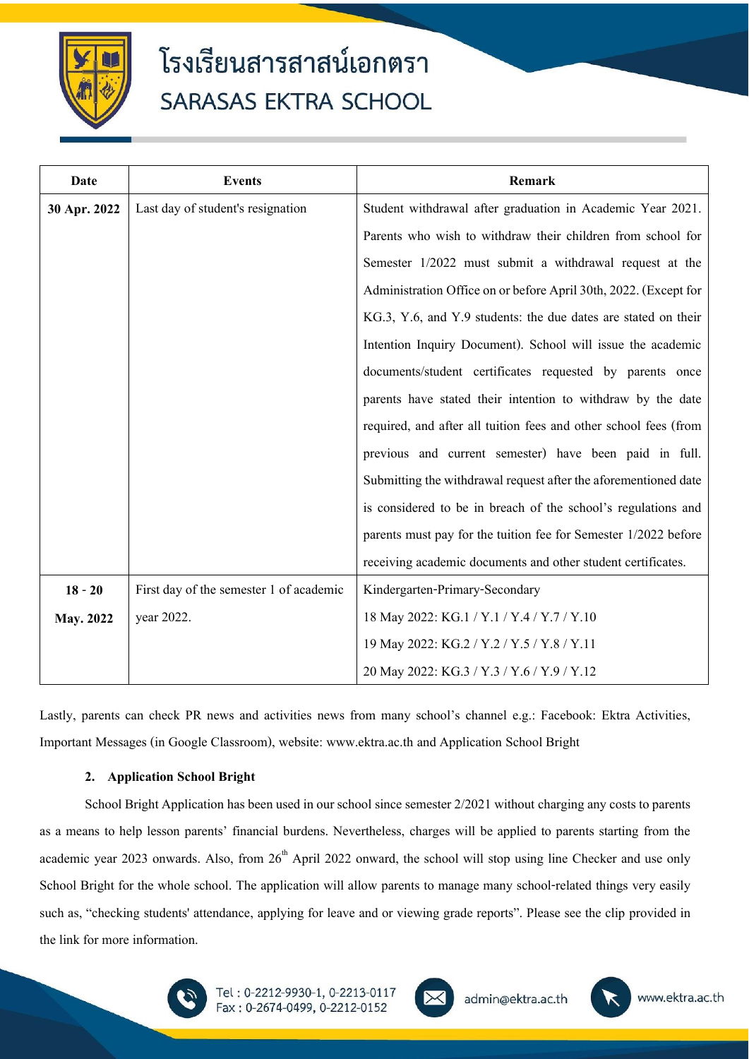| Date | Events | Remark |
|---|---|---|
| **30 Apr. 2022** | Last day of student's resignation | Student withdrawal after graduation in Academic Year 2021. Parents who wish to withdraw their children from school for Semester 1/2022 must submit a withdrawal request at the Administration Office on or before April 30th, 2022. (Except for KG.3, Y.6, and Y.9 students: the due dates are stated on their Intention Inquiry Document). School will issue the academic documents/student certificates requested by parents once parents have stated their intention to withdraw by the date required, and after all tuition fees and other school fees (from previous and current semester) have been paid in full. Submitting the withdrawal request after the aforementioned date is considered to be in breach of the school's regulations and parents must pay for the tuition fee for Semester 1/2022 before receiving academic documents and other student certificates. |
| **18 - 20 May. 2022** | First day of the semester 1 of academic year 2022. | Kindergarten-Primary-Secondary<br>18 May 2022: KG.1 / Y.1 / Y.4 / Y.7 / Y.10<br>19 May 2022: KG.2 / Y.2 / Y.5 / Y.8 / Y.11<br>20 May 2022: KG.3 / Y.3 / Y.6 / Y.9 / Y.12 |

Lastly, parents can check PR news and activities news from many school's channel e.g.: Facebook: Ektra Activities, Important Messages (in Google Classroom), website: www.ektra.ac.th and Application School Bright

2. **Application School Bright**

School Bright Application has been used in our school since semester 2/2021 without charging any costs to parents as a means to help lesson parents' financial burdens. Nevertheless, charges will be applied to parents starting from the academic year 2023 onwards. Also, from 26th April 2022 onward, the school will stop using line Checker and use only School Bright for the whole school. The application will allow parents to manage many school-related things very easily such as, "checking students' attendance, applying for leave and or viewing grade reports". Please see the clip provided in the link for more information.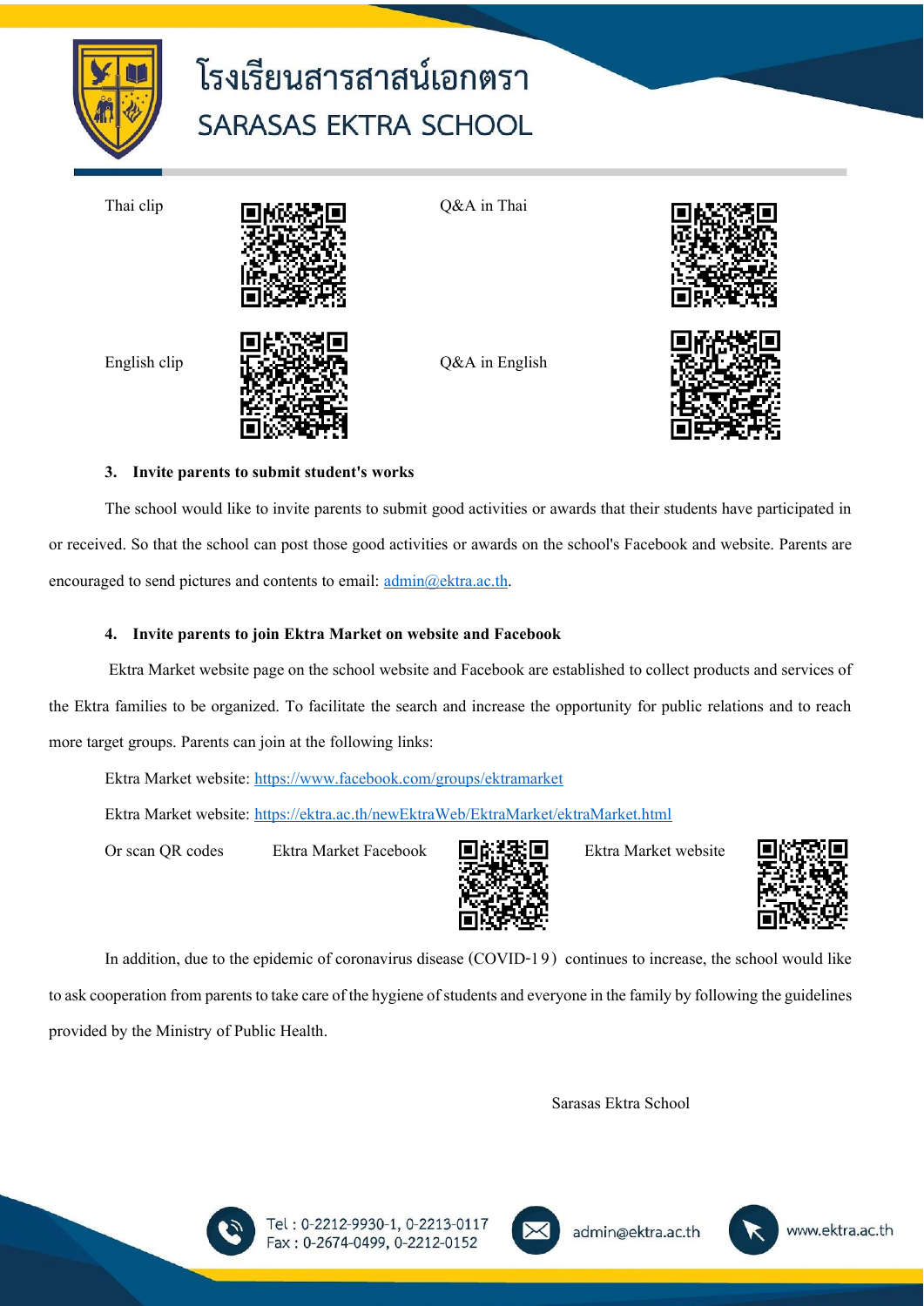Thai clip

Q&A in Thai

English clip

Q&A in English

**3. Invite parents to submit student's works**

The school would like to invite parents to submit good activities or awards that their students have participated in or received. So that the school can post those good activities or awards on the school's Facebook and website. Parents are encouraged to send pictures and contents to email: admin@ektra.ac.th.

**4. Invite parents to join Ektra Market on website and Facebook**

Ektra Market website page on the school website and Facebook are established to collect products and services of the Ektra families to be organized. To facilitate the search and increase the opportunity for public relations and to reach more target groups. Parents can join at the following links:

Ektra Market website: https://www.facebook.com/groups/ektramarket

Ektra Market website: https://ektra.ac.th/newEktraWeb/EktraMarket/ektraMarket.html

Or scan QR codes Ektra Market Facebook Ektra Market website

In addition, due to the epidemic of coronavirus disease (COVID-19) continues to increase, the school would like to ask cooperation from parents to take care of the hygiene of students and everyone in the family by following the guidelines provided by the Ministry of Public Health.

Sarasas Ektra School